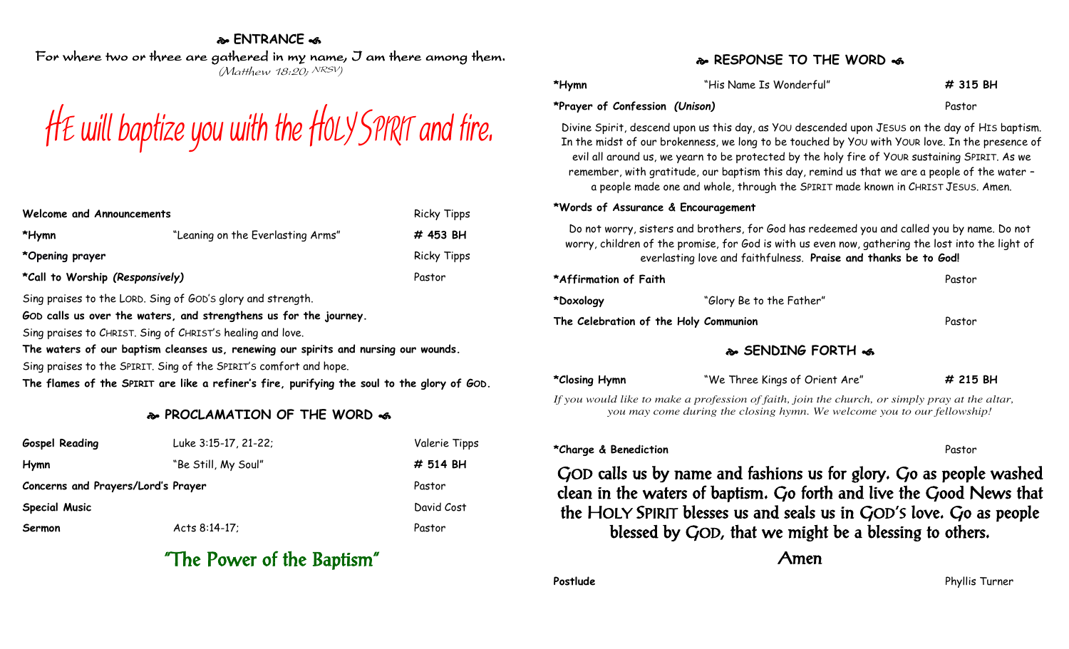## ❧ ENTRANCE ☙

For where two or three are gathered in my name, I am there among them.
*(Matthew 18:20; NRSV)*

# HE will baptize you with the HOLY SPIRIT and fire.

| | | |
|---|---|---|
| **Welcome and Announcements** | | Ricky Tipps |
| ***Hymn** | "Leaning on the Everlasting Arms" | **# 453 BH** |
| ***Opening prayer** | | Ricky Tipps |
| ***Call to Worship *(Responsively)*** | | Pastor |

Sing praises to the LORD. Sing of GOD'S glory and strength.
**GOD calls us over the waters, and strengthens us for the journey.**
Sing praises to CHRIST. Sing of CHRIST'S healing and love.
**The waters of our baptism cleanses us, renewing our spirits and nursing our wounds.**
Sing praises to the SPIRIT. Sing of the SPIRIT'S comfort and hope.
**The flames of the SPIRIT are like a refiner's fire, purifying the soul to the glory of GOD.**

## ❧ PROCLAMATION OF THE WORD ☙

| | | |
|---|---|---|
| **Gospel Reading** | Luke 3:15-17, 21-22; | Valerie Tipps |
| **Hymn** | "Be Still, My Soul" | **# 514 BH** |
| **Concerns and Prayers/Lord's Prayer** | | Pastor |
| **Special Music** | | David Cost |
| **Sermon** | Acts 8:14-17; | Pastor |

### "The Power of the Baptism"

## ❧ RESPONSE TO THE WORD ☙

| | | |
|---|---|---|
| ***Hymn** | "His Name Is Wonderful" | **# 315 BH** |
| ***Prayer of Confession *(Unison)*** | | Pastor |

Divine Spirit, descend upon us this day, as YOU descended upon JESUS on the day of HIS baptism. In the midst of our brokenness, we long to be touched by YOU with YOUR love. In the presence of evil all around us, we yearn to be protected by the holy fire of YOUR sustaining SPIRIT. As we remember, with gratitude, our baptism this day, remind us that we are a people of the water – a people made one and whole, through the SPIRIT made known in CHRIST JESUS. Amen.

***Words of Assurance & Encouragement**

Do not worry, sisters and brothers, for God has redeemed you and called you by name. Do not worry, children of the promise, for God is with us even now, gathering the lost into the light of everlasting love and faithfulness. **Praise and thanks be to God!**

| | | |
|---|---|---|
| ***Affirmation of Faith** | | Pastor |
| ***Doxology** | "Glory Be to the Father" | |
| **The Celebration of the Holy Communion** | | Pastor |

## ❧ SENDING FORTH ☙

| | | |
|---|---|---|
| ***Closing Hymn** | "We Three Kings of Orient Are" | **# 215 BH** |

*If you would like to make a profession of faith, join the church, or simply pray at the altar, you may come during the closing hymn. We welcome you to our fellowship!*

| | |
|---|---|
| ***Charge & Benediction** | Pastor |

GOD calls us by name and fashions us for glory. Go as people washed clean in the waters of baptism. Go forth and live the Good News that the HOLY SPIRIT blesses us and seals us in GOD'S love. Go as people blessed by GOD, that we might be a blessing to others.

Amen

| | |
|---|---|
| **Postlude** | Phyllis Turner |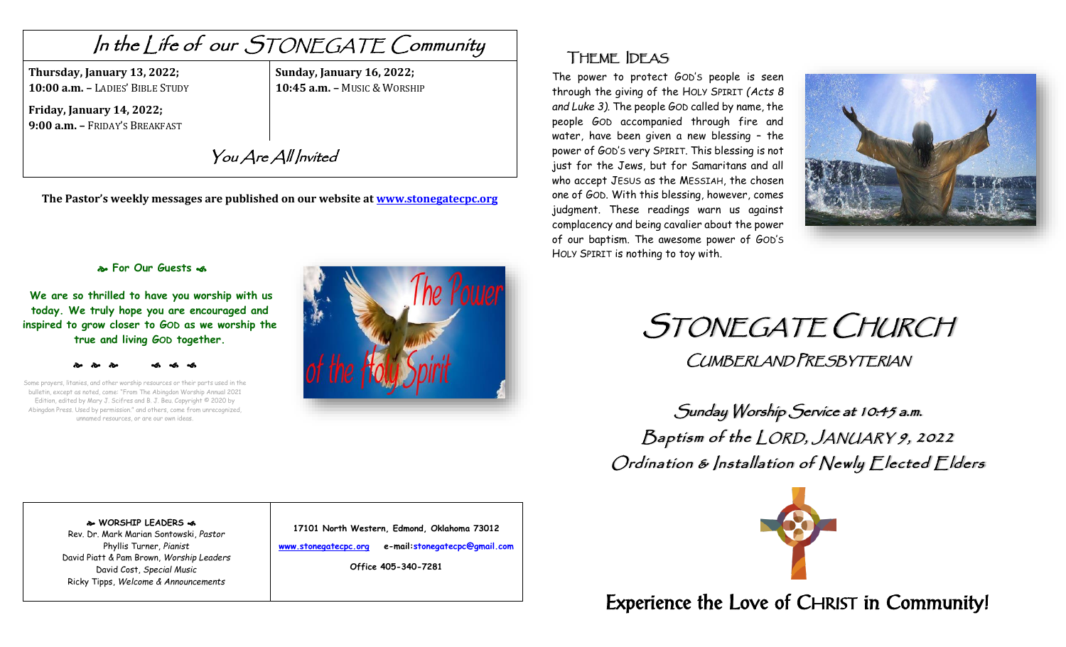# In the Life of our STONEGATE Community

**Thursday, January 13, 2022;**
**10:00 a.m. –** Ladies' Bible Study

**Friday, January 14, 2022;**
**9:00 a.m. –** Friday's Breakfast

**Sunday, January 16, 2022;**
**10:45 a.m. –** Music & Worship

*You Are All Invited*

**The Pastor's weekly messages are published on our website at [www.stonegatecpc.org](http://www.stonegatecpc.org)**

**For Our Guests**

**We are so thrilled to have you worship with us today. We truly hope you are encouraged and inspired to grow closer to God as we worship the true and living God together.**

Some prayers, litanies, and other worship resources or their parts used in the bulletin, except as noted, come: "From The Abingdon Worship Annual 2021 Edition, edited by Mary J. Scifres and B. J. Beu. Copyright © 2020 by Abingdon Press. Used by permission." and others, come from unrecognized, unnamed resources, or are our own ideas.

The Power of the Holy Spirit

**WORSHIP LEADERS**
Rev. Dr. Mark Marian Sontowski, *Pastor*
Phyllis Turner, *Pianist*
David Piatt & Pam Brown, *Worship Leaders*
David Cost, *Special Music*
Ricky Tipps, *Welcome & Announcements*

**17101 North Western, Edmond, Oklahoma 73012**

**[www.stonegatecpc.org](http://www.stonegatecpc.org)** **e-mail:stonegatecpc@gmail.com**

**Office 405-340-7281**

## Theme Ideas

The power to protect God's people is seen through the giving of the Holy Spirit *(Acts 8 and Luke 3)*. The people God called by name, the people God accompanied through fire and water, have been given a new blessing – the power of God's very Spirit. This blessing is not just for the Jews, but for Samaritans and all who accept Jesus as the Messiah, the chosen one of God. With this blessing, however, comes judgment. These readings warn us against complacency and being cavalier about the power of our baptism. The awesome power of God's Holy Spirit is nothing to toy with.

# STONEGATE CHURCH

## CUMBERLAND PRESBYTERIAN

*Sunday Worship Service at 10:45 a.m.*
*Baptism of the LORD, JANUARY 9, 2022*
*Ordination & Installation of Newly Elected Elders*

**Experience the Love of Christ in Community!**